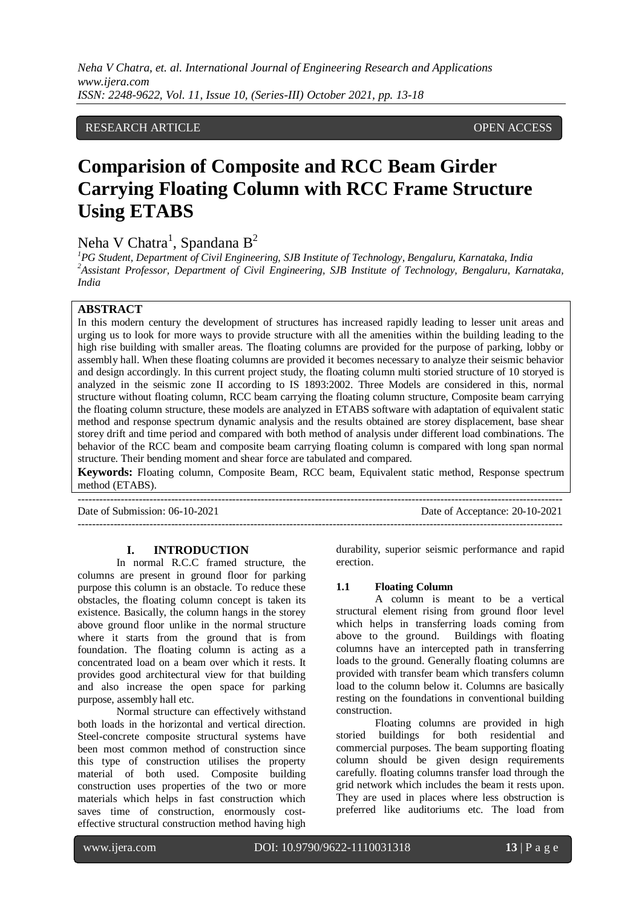RESEARCH ARTICLE OPEN ACCESS

# Comparision of Composite and RCC Beam Girder Carrying Floating Column with RCC Frame Structure Using ETABS

Neha V Chatra[1], Spandana B[2]

[1]PG Student, Department of Civil Engineering, SJB Institute of Technology, Bengaluru, Karnataka, India
[2]Assistant Professor, Department of Civil Engineering, SJB Institute of Technology, Bengaluru, Karnataka, India

## ABSTRACT

In this modern century the development of structures has increased rapidly leading to lesser unit areas and urging us to look for more ways to provide structure with all the amenities within the building leading to the high rise building with smaller areas. The floating columns are provided for the purpose of parking, lobby or assembly hall. When these floating columns are provided it becomes necessary to analyze their seismic behavior and design accordingly. In this current project study, the floating column multi storied structure of 10 storyed is analyzed in the seismic zone II according to IS 1893:2002. Three Models are considered in this, normal structure without floating column, RCC beam carrying the floating column structure, Composite beam carrying the floating column structure, these models are analyzed in ETABS software with adaptation of equivalent static method and response spectrum dynamic analysis and the results obtained are storey displacement, base shear storey drift and time period and compared with both method of analysis under different load combinations. The behavior of the RCC beam and composite beam carrying floating column is compared with long span normal structure. Their bending moment and shear force are tabulated and compared.

**Keywords:** Floating column, Composite Beam, RCC beam, Equivalent static method, Response spectrum method (ETABS).

---

Date of Submission: 06-10-2021 Date of Acceptance: 20-10-2021

---

## I. INTRODUCTION

In normal R.C.C framed structure, the columns are present in ground floor for parking purpose this column is an obstacle. To reduce these obstacles, the floating column concept is taken its existence. Basically, the column hangs in the storey above ground floor unlike in the normal structure where it starts from the ground that is from foundation. The floating column is acting as a concentrated load on a beam over which it rests. It provides good architectural view for that building and also increase the open space for parking purpose, assembly hall etc.

Normal structure can effectively withstand both loads in the horizontal and vertical direction. Steel-concrete composite structural systems have been most common method of construction since this type of construction utilises the property material of both used. Composite building construction uses properties of the two or more materials which helps in fast construction which saves time of construction, enormously cost-effective structural construction method having high durability, superior seismic performance and rapid erection.

### 1.1 Floating Column

A column is meant to be a vertical structural element rising from ground floor level which helps in transferring loads coming from above to the ground. Buildings with floating columns have an intercepted path in transferring loads to the ground. Generally floating columns are provided with transfer beam which transfers column load to the column below it. Columns are basically resting on the foundations in conventional building construction.

Floating columns are provided in high storied buildings for both residential and commercial purposes. The beam supporting floating column should be given design requirements carefully. floating columns transfer load through the grid network which includes the beam it rests upon. They are used in places where less obstruction is preferred like auditoriums etc. The load from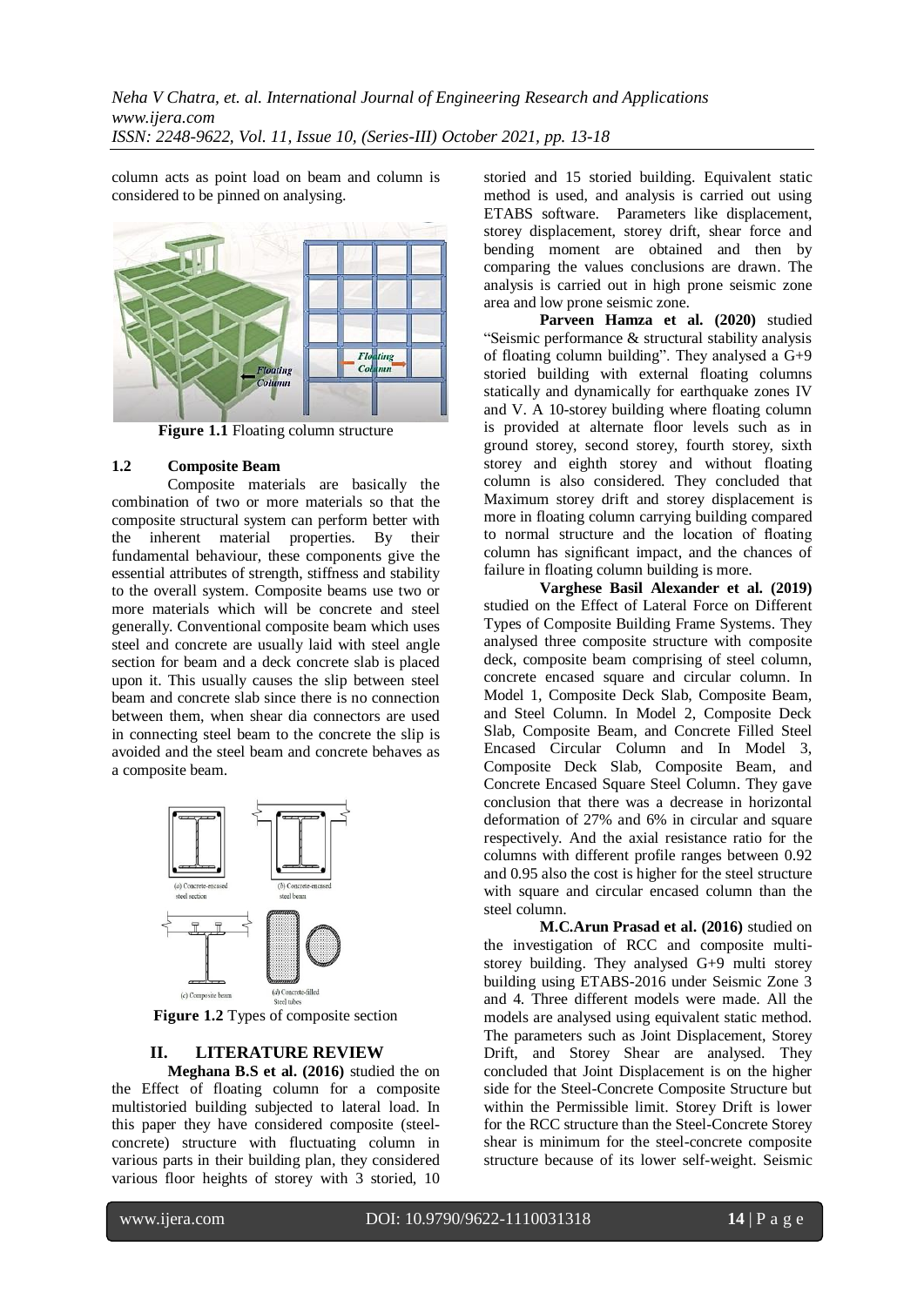column acts as point load on beam and column is considered to be pinned on analysing.

**Figure 1.1** Floating column structure

### 1.2 Composite Beam

Composite materials are basically the combination of two or more materials so that the composite structural system can perform better with the inherent material properties. By their fundamental behaviour, these components give the essential attributes of strength, stiffness and stability to the overall system. Composite beams use two or more materials which will be concrete and steel generally. Conventional composite beam which uses steel and concrete are usually laid with steel angle section for beam and a deck concrete slab is placed upon it. This usually causes the slip between steel beam and concrete slab since there is no connection between them, when shear dia connectors are used in connecting steel beam to the concrete the slip is avoided and the steel beam and concrete behaves as a composite beam.

**Figure 1.2** Types of composite section

## II. LITERATURE REVIEW

**Meghana B.S et al. (2016)** studied the on the Effect of floating column for a composite multistoried building subjected to lateral load. In this paper they have considered composite (steel-concrete) structure with fluctuating column in various parts in their building plan, they considered various floor heights of storey with 3 storied, 10 storied and 15 storied building. Equivalent static method is used, and analysis is carried out using ETABS software. Parameters like displacement, storey displacement, storey drift, shear force and bending moment are obtained and then by comparing the values conclusions are drawn. The analysis is carried out in high prone seismic zone area and low prone seismic zone.

**Parveen Hamza et al. (2020)** studied "Seismic performance & structural stability analysis of floating column building". They analysed a G+9 storied building with external floating columns statically and dynamically for earthquake zones IV and V. A 10-storey building where floating column is provided at alternate floor levels such as in ground storey, second storey, fourth storey, sixth storey and eighth storey and without floating column is also considered. They concluded that Maximum storey drift and storey displacement is more in floating column carrying building compared to normal structure and the location of floating column has significant impact, and the chances of failure in floating column building is more.

**Varghese Basil Alexander et al. (2019)** studied on the Effect of Lateral Force on Different Types of Composite Building Frame Systems. They analysed three composite structure with composite deck, composite beam comprising of steel column, concrete encased square and circular column. In Model 1, Composite Deck Slab, Composite Beam, and Steel Column. In Model 2, Composite Deck Slab, Composite Beam, and Concrete Filled Steel Encased Circular Column and In Model 3, Composite Deck Slab, Composite Beam, and Concrete Encased Square Steel Column. They gave conclusion that there was a decrease in horizontal deformation of 27% and 6% in circular and square respectively. And the axial resistance ratio for the columns with different profile ranges between 0.92 and 0.95 also the cost is higher for the steel structure with square and circular encased column than the steel column.

**M.C.Arun Prasad et al. (2016)** studied on the investigation of RCC and composite multi-storey building. They analysed G+9 multi storey building using ETABS-2016 under Seismic Zone 3 and 4. Three different models were made. All the models are analysed using equivalent static method. The parameters such as Joint Displacement, Storey Drift, and Storey Shear are analysed. They concluded that Joint Displacement is on the higher side for the Steel-Concrete Composite Structure but within the Permissible limit. Storey Drift is lower for the RCC structure than the Steel-Concrete Storey shear is minimum for the steel-concrete composite structure because of its lower self-weight. Seismic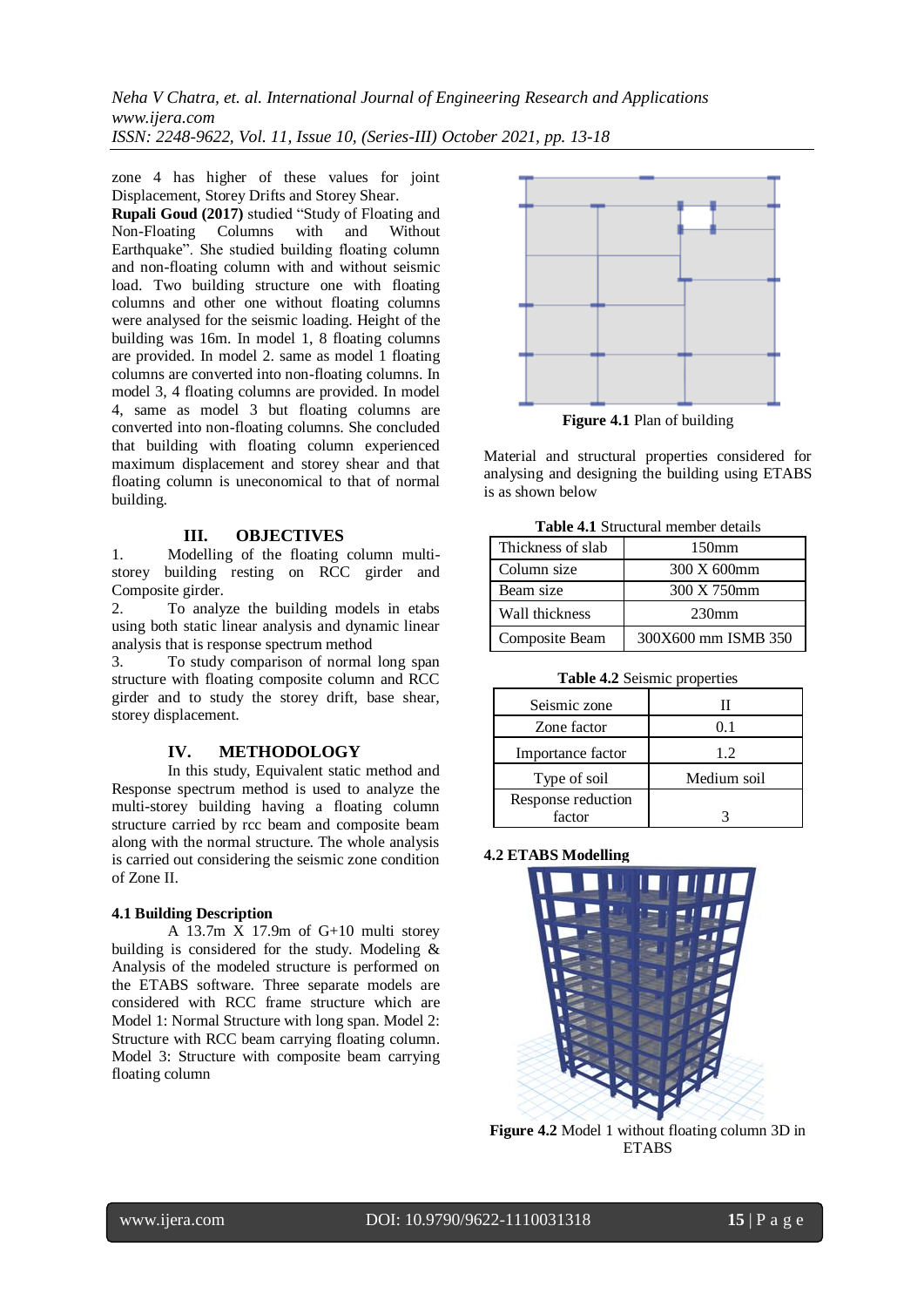zone 4 has higher of these values for joint Displacement, Storey Drifts and Storey Shear.

**Rupali Goud (2017)** studied "Study of Floating and Non-Floating Columns with and Without Earthquake". She studied building floating column and non-floating column with and without seismic load. Two building structure one with floating columns and other one without floating columns were analysed for the seismic loading. Height of the building was 16m. In model 1, 8 floating columns are provided. In model 2. same as model 1 floating columns are converted into non-floating columns. In model 3, 4 floating columns are provided. In model 4, same as model 3 but floating columns are converted into non-floating columns. She concluded that building with floating column experienced maximum displacement and storey shear and that floating column is uneconomical to that of normal building.

## III. OBJECTIVES

1. Modelling of the floating column multi-storey building resting on RCC girder and Composite girder.
2. To analyze the building models in etabs using both static linear analysis and dynamic linear analysis that is response spectrum method
3. To study comparison of normal long span structure with floating composite column and RCC girder and to study the storey drift, base shear, storey displacement.

## IV. METHODOLOGY

In this study, Equivalent static method and Response spectrum method is used to analyze the multi-storey building having a floating column structure carried by rcc beam and composite beam along with the normal structure. The whole analysis is carried out considering the seismic zone condition of Zone II.

### 4.1 Building Description

A 13.7m X 17.9m of G+10 multi storey building is considered for the study. Modeling & Analysis of the modeled structure is performed on the ETABS software. Three separate models are considered with RCC frame structure which are Model 1: Normal Structure with long span. Model 2: Structure with RCC beam carrying floating column. Model 3: Structure with composite beam carrying floating column

**Figure 4.1** Plan of building

Material and structural properties considered for analysing and designing the building using ETABS is as shown below

**Table 4.1** Structural member details

| Thickness of slab | 150mm |
|---|---|
| Column size | 300 X 600mm |
| Beam size | 300 X 750mm |
| Wall thickness | 230mm |
| Composite Beam | 300X600 mm ISMB 350 |

**Table 4.2** Seismic properties

| Seismic zone | II |
|---|---|
| Zone factor | 0.1 |
| Importance factor | 1.2 |
| Type of soil | Medium soil |
| Response reduction factor | 3 |

### 4.2 ETABS Modelling

**Figure 4.2** Model 1 without floating column 3D in ETABS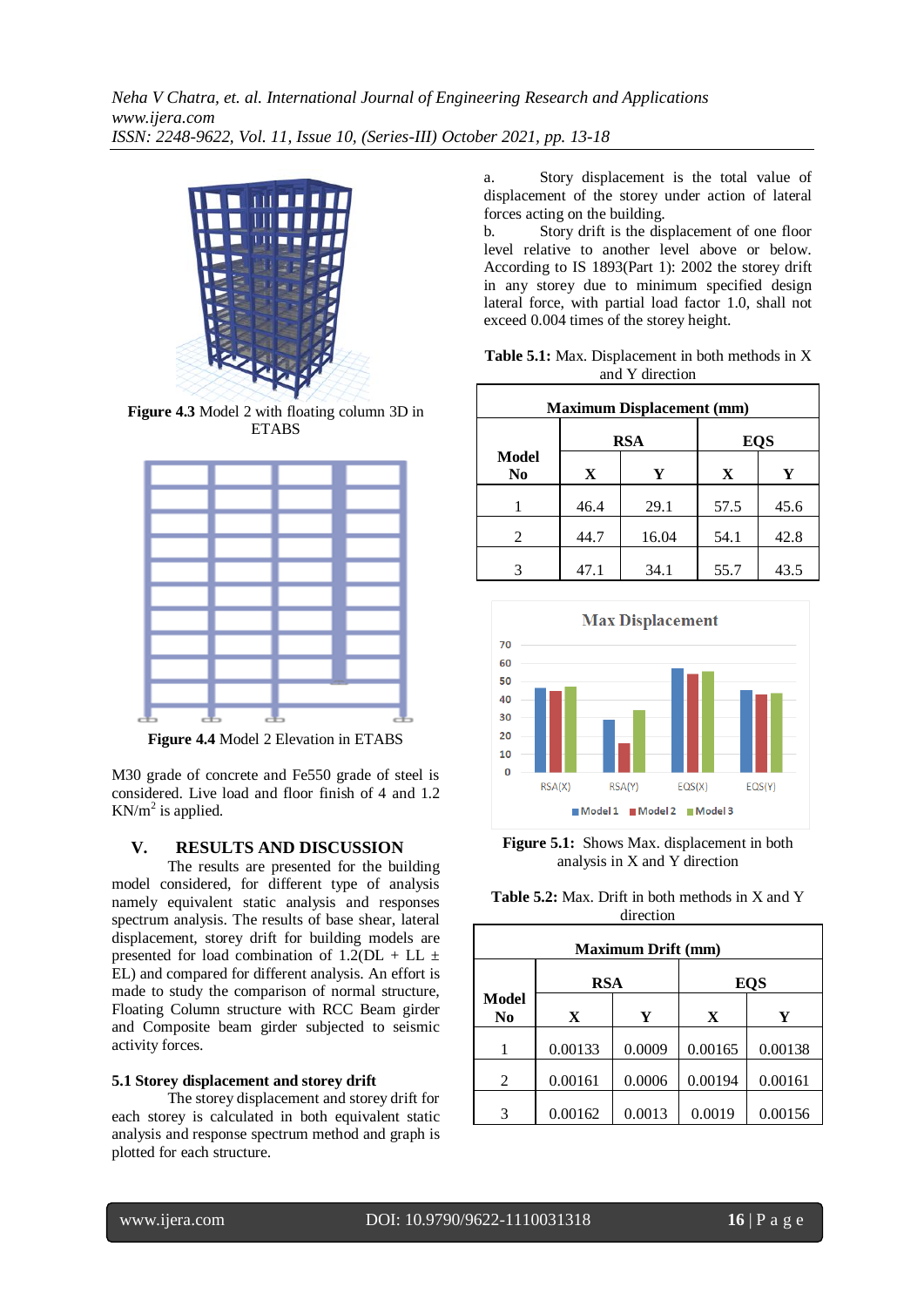Figure 4.3 Model 2 with floating column 3D in ETABS

Figure 4.4 Model 2 Elevation in ETABS

M30 grade of concrete and Fe550 grade of steel is considered. Live load and floor finish of 4 and 1.2 KN/m$^2$ is applied.

## V. RESULTS AND DISCUSSION

The results are presented for the building model considered, for different type of analysis namely equivalent static analysis and responses spectrum analysis. The results of base shear, lateral displacement, storey drift for building models are presented for load combination of 1.2(DL + LL ± EL) and compared for different analysis. An effort is made to study the comparison of normal structure, Floating Column structure with RCC Beam girder and Composite beam girder subjected to seismic activity forces.

### 5.1 Storey displacement and storey drift

The storey displacement and storey drift for each storey is calculated in both equivalent static analysis and response spectrum method and graph is plotted for each structure.

a. Story displacement is the total value of displacement of the storey under action of lateral forces acting on the building.

b. Story drift is the displacement of one floor level relative to another level above or below. According to IS 1893(Part 1): 2002 the storey drift in any storey due to minimum specified design lateral force, with partial load factor 1.0, shall not exceed 0.004 times of the storey height.

**Table 5.1:** Max. Displacement in both methods in X and Y direction

| Maximum Displacement (mm) | | | | |
|---|---|---|---|---|
| Model No | RSA | | EQS | |
| | X | Y | X | Y |
| 1 | 46.4 | 29.1 | 57.5 | 45.6 |
| 2 | 44.7 | 16.04 | 54.1 | 42.8 |
| 3 | 47.1 | 34.1 | 55.7 | 43.5 |

**Figure 5.1:** Shows Max. displacement in both analysis in X and Y direction

**Table 5.2:** Max. Drift in both methods in X and Y direction

| Maximum Drift (mm) | | | | |
|---|---|---|---|---|
| Model No | RSA | | EQS | |
| | X | Y | X | Y |
| 1 | 0.00133 | 0.0009 | 0.00165 | 0.00138 |
| 2 | 0.00161 | 0.0006 | 0.00194 | 0.00161 |
| 3 | 0.00162 | 0.0013 | 0.0019 | 0.00156 |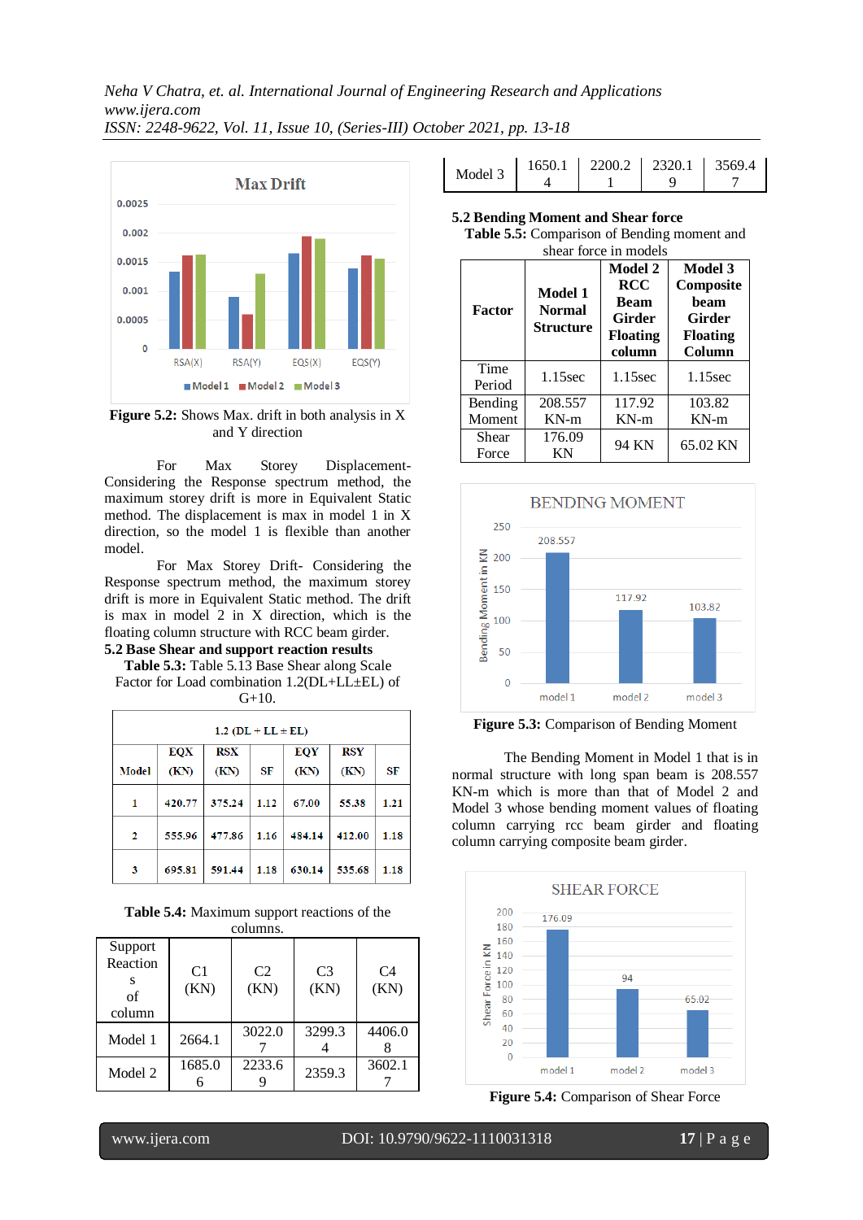Figure 5.2: Shows Max. drift in both analysis in X and Y direction

For Max Storey Displacement- Considering the Response spectrum method, the maximum storey drift is more in Equivalent Static method. The displacement is max in model 1 in X direction, so the model 1 is flexible than another model.

For Max Storey Drift- Considering the Response spectrum method, the maximum storey drift is more in Equivalent Static method. The drift is max in model 2 in X direction, which is the floating column structure with RCC beam girder.

**5.2 Base Shear and support reaction results**

**Table 5.3:** Table 5.13 Base Shear along Scale Factor for Load combination 1.2(DL+LL±EL) of G+10.

| 1.2 (DL + LL ± EL) | | | | | | |
|---|---|---|---|---|---|---|
| Model | EQX (KN) | RSX (KN) | SF | EQY (KN) | RSY (KN) | SF |
| 1 | 420.77 | 375.24 | 1.12 | 67.00 | 55.38 | 1.21 |
| 2 | 555.96 | 477.86 | 1.16 | 484.14 | 412.00 | 1.18 |
| 3 | 695.81 | 591.44 | 1.18 | 630.14 | 535.68 | 1.18 |

**Table 5.4:** Maximum support reactions of the columns.

| Support Reactions of column | C1 (KN) | C2 (KN) | C3 (KN) | C4 (KN) |
|---|---|---|---|---|
| Model 1 | 2664.1 | 3022.07 | 3299.34 | 4406.08 |
| Model 2 | 1685.06 | 2233.69 | 2359.3 | 3602.17 |
| Model 3 | 1650.14 | 2200.21 | 2320.19 | 3569.47 |

**5.2 Bending Moment and Shear force**

**Table 5.5:** Comparison of Bending moment and shear force in models

| Factor | Model 1 Normal Structure | Model 2 RCC Beam Girder Floating column | Model 3 Composite beam Girder Floating Column |
|---|---|---|---|
| Time Period | 1.15sec | 1.15sec | 1.15sec |
| Bending Moment | 208.557 KN-m | 117.92 KN-m | 103.82 KN-m |
| Shear Force | 176.09 KN | 94 KN | 65.02 KN |

**Figure 5.3:** Comparison of Bending Moment

The Bending Moment in Model 1 that is in normal structure with long span beam is 208.557 KN-m which is more than that of Model 2 and Model 3 whose bending moment values of floating column carrying rcc beam girder and floating column carrying composite beam girder.

**Figure 5.4:** Comparison of Shear Force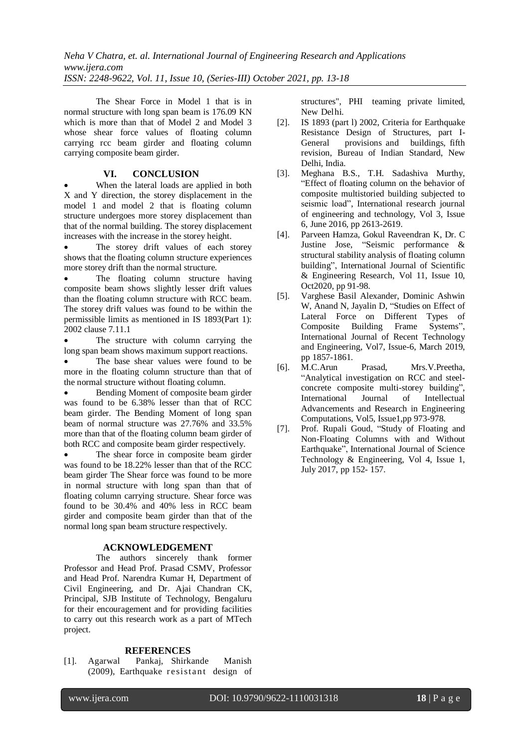The Shear Force in Model 1 that is in normal structure with long span beam is 176.09 KN which is more than that of Model 2 and Model 3 whose shear force values of floating column carrying rcc beam girder and floating column carrying composite beam girder.

## VI. CONCLUSION

- When the lateral loads are applied in both X and Y direction, the storey displacement in the model 1 and model 2 that is floating column structure undergoes more storey displacement than that of the normal building. The storey displacement increases with the increase in the storey height.
- The storey drift values of each storey shows that the floating column structure experiences more storey drift than the normal structure.
- The floating column structure having composite beam shows slightly lesser drift values than the floating column structure with RCC beam. The storey drift values was found to be within the permissible limits as mentioned in IS 1893(Part 1): 2002 clause 7.11.1
- The structure with column carrying the long span beam shows maximum support reactions.
- The base shear values were found to be more in the floating column structure than that of the normal structure without floating column.
- Bending Moment of composite beam girder was found to be 6.38% lesser than that of RCC beam girder. The Bending Moment of long span beam of normal structure was 27.76% and 33.5% more than that of the floating column beam girder of both RCC and composite beam girder respectively.
- The shear force in composite beam girder was found to be 18.22% lesser than that of the RCC beam girder The Shear force was found to be more in normal structure with long span than that of floating column carrying structure. Shear force was found to be 30.4% and 40% less in RCC beam girder and composite beam girder than that of the normal long span beam structure respectively.

## ACKNOWLEDGEMENT

The authors sincerely thank former Professor and Head Prof. Prasad CSMV, Professor and Head Prof. Narendra Kumar H, Department of Civil Engineering, and Dr. Ajai Chandran CK, Principal, SJB Institute of Technology, Bengaluru for their encouragement and for providing facilities to carry out this research work as a part of MTech project.

## REFERENCES

[1]. Agarwal Pankaj, Shirkande Manish (2009), Earthquake resistant design of structures", PHI teaming private limited, New Delhi.

[2]. IS 1893 (part l) 2002, Criteria for Earthquake Resistance Design of Structures, part I- General provisions and buildings, fifth revision, Bureau of Indian Standard, New Delhi, India.

[3]. Meghana B.S., T.H. Sadashiva Murthy, "Effect of floating column on the behavior of composite multistoried building subjected to seismic load", International research journal of engineering and technology, Vol 3, Issue 6, June 2016, pp 2613-2619.

[4]. Parveen Hamza, Gokul Raveendran K, Dr. C Justine Jose, "Seismic performance & structural stability analysis of floating column building", International Journal of Scientific & Engineering Research, Vol 11, Issue 10, Oct2020, pp 91-98.

[5]. Varghese Basil Alexander, Dominic Ashwin W, Anand N, Jayalin D, "Studies on Effect of Lateral Force on Different Types of Composite Building Frame Systems", International Journal of Recent Technology and Engineering, Vol7, Issue-6, March 2019, pp 1857-1861.

[6]. M.C.Arun Prasad, Mrs.V.Preetha, "Analytical investigation on RCC and steel-concrete composite multi-storey building", International Journal of Intellectual Advancements and Research in Engineering Computations, Vol5, Issue1,pp 973-978.

[7]. Prof. Rupali Goud, "Study of Floating and Non-Floating Columns with and Without Earthquake", International Journal of Science Technology & Engineering, Vol 4, Issue 1, July 2017, pp 152- 157.